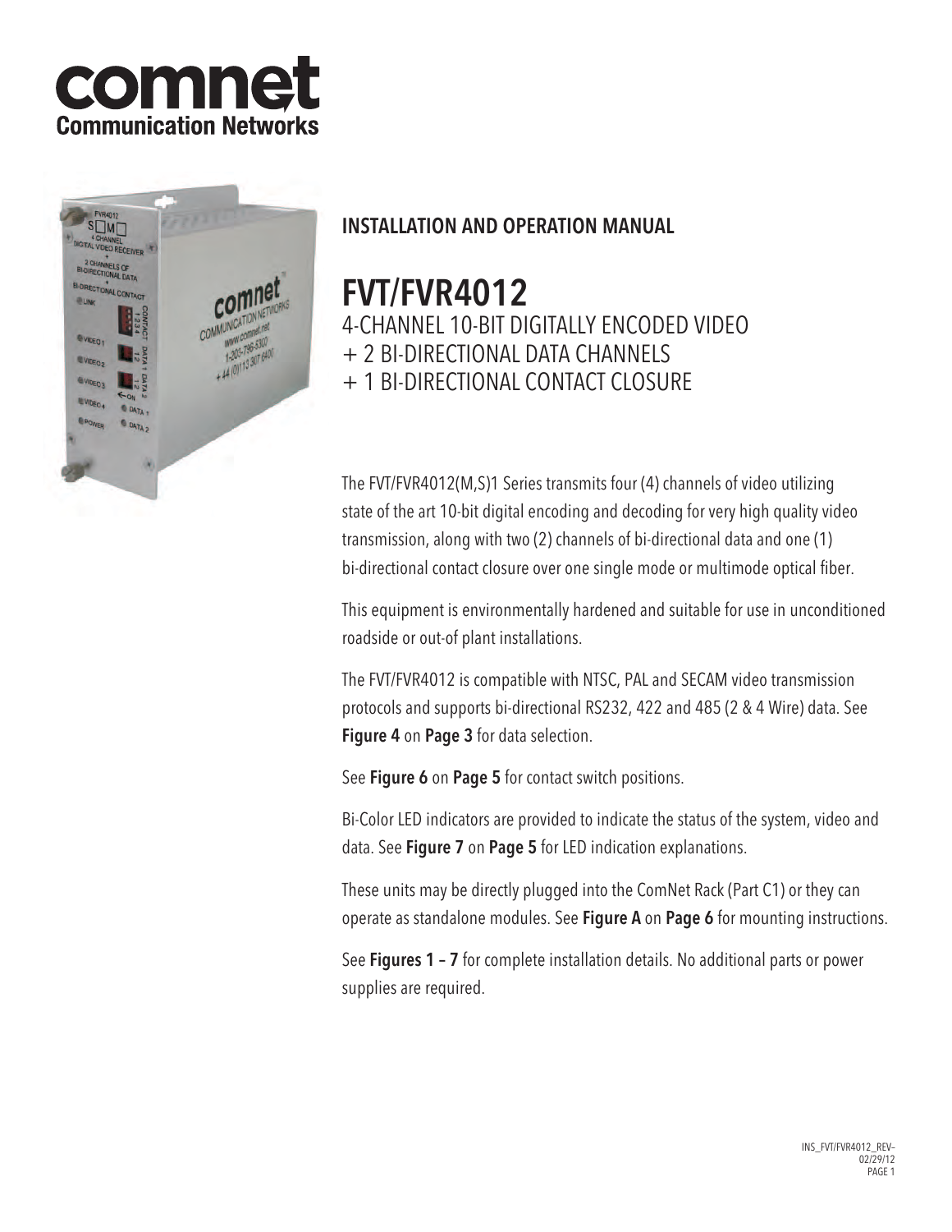comnet
Communication Networks

## INSTALLATION AND OPERATION MANUAL

# FVT/FVR4012

4-CHANNEL 10-BIT DIGITALLY ENCODED VIDEO
+ 2 BI-DIRECTIONAL DATA CHANNELS
+ 1 BI-DIRECTIONAL CONTACT CLOSURE

The FVT/FVR4012(M,S)1 Series transmits four (4) channels of video utilizing state of the art 10-bit digital encoding and decoding for very high quality video transmission, along with two (2) channels of bi-directional data and one (1) bi-directional contact closure over one single mode or multimode optical fiber.

This equipment is environmentally hardened and suitable for use in unconditioned roadside or out-of plant installations.

The FVT/FVR4012 is compatible with NTSC, PAL and SECAM video transmission protocols and supports bi-directional RS232, 422 and 485 (2 & 4 Wire) data. See **Figure 4** on **Page 3** for data selection.

See **Figure 6** on **Page 5** for contact switch positions.

Bi-Color LED indicators are provided to indicate the status of the system, video and data. See **Figure 7** on **Page 5** for LED indication explanations.

These units may be directly plugged into the ComNet Rack (Part C1) or they can operate as standalone modules. See **Figure A** on **Page 6** for mounting instructions.

See **Figures 1 – 7** for complete installation details. No additional parts or power supplies are required.

INS_FVT/FVR4012_REV–
02/29/12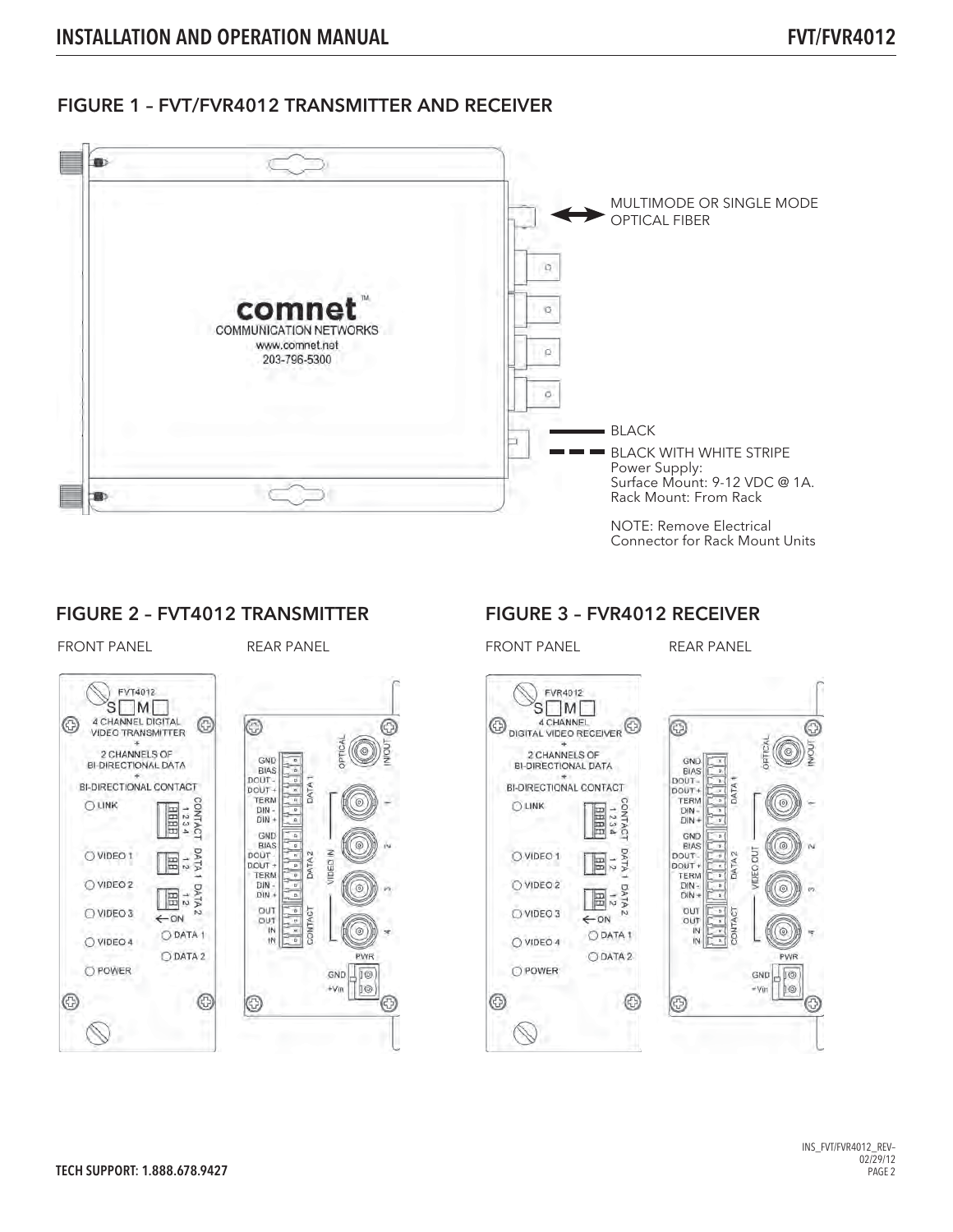## FIGURE 1 – FVT/FVR4012 TRANSMITTER AND RECEIVER

MULTIMODE OR SINGLE MODE OPTICAL FIBER

BLACK

BLACK WITH WHITE STRIPE

Power Supply:
Surface Mount: 9-12 VDC @ 1A.
Rack Mount: From Rack

NOTE: Remove Electrical Connector for Rack Mount Units

## FIGURE 2 – FVT4012 TRANSMITTER

FRONT PANEL

REAR PANEL

## FIGURE 3 – FVR4012 RECEIVER

FRONT PANEL

REAR PANEL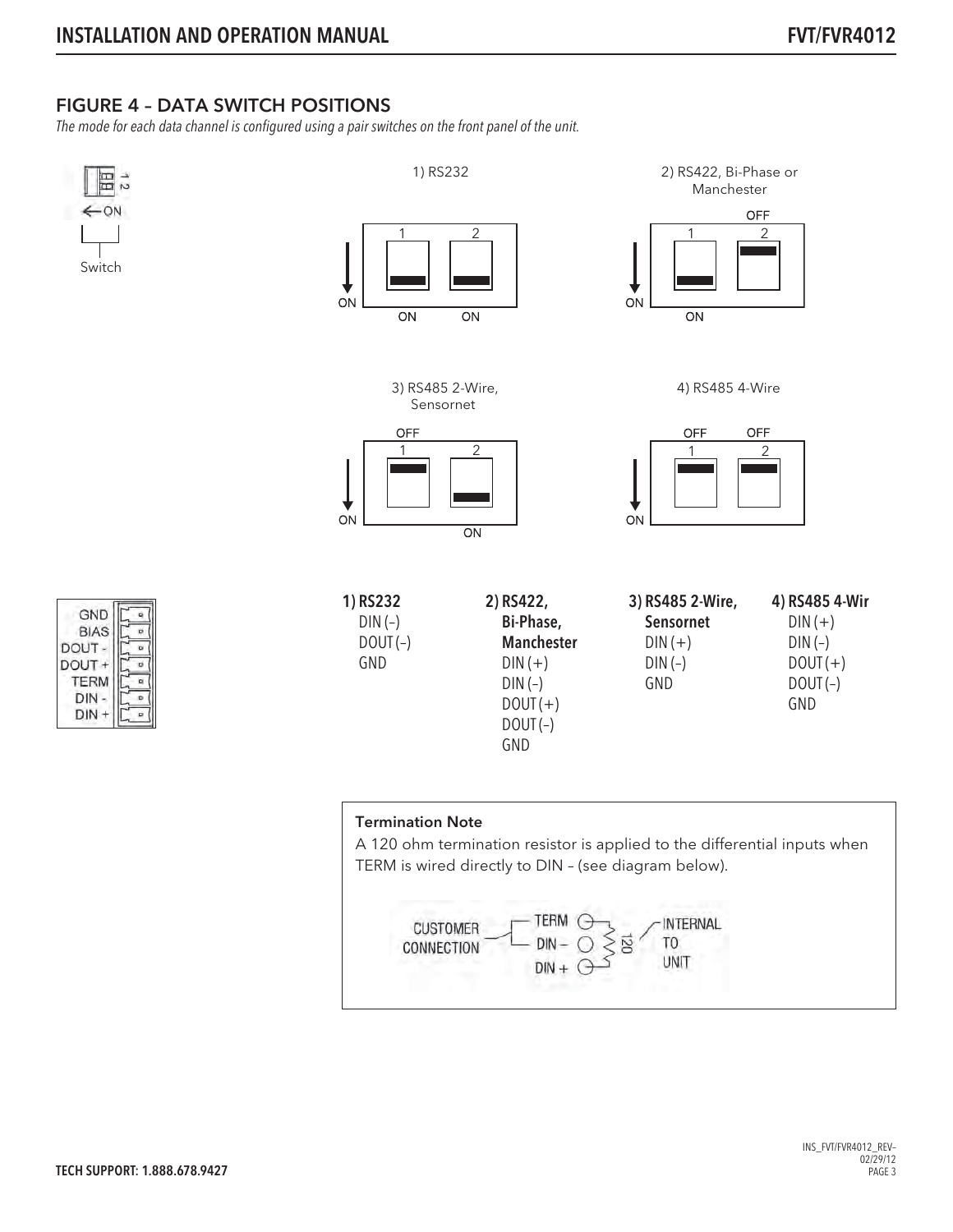## FIGURE 4 – DATA SWITCH POSITIONS

*The mode for each data channel is configured using a pair switches on the front panel of the unit.*

Switch

1) RS232

ON — Switch 1: ON, Switch 2: ON

2) RS422, Bi-Phase or Manchester

ON — Switch 1: ON, Switch 2: OFF

3) RS485 2-Wire, Sensornet

ON — Switch 1: OFF, Switch 2: ON

4) RS485 4-Wire

ON — Switch 1: OFF, Switch 2: OFF

GND
BIAS
DOUT -
DOUT +
TERM
DIN -
DIN +

**1) RS232**
- DIN (–)
- DOUT (–)
- GND

**2) RS422, Bi-Phase, Manchester**
- DIN (+)
- DIN (–)
- DOUT (+)
- DOUT (–)
- GND

**3) RS485 2-Wire, Sensornet**
- DIN (+)
- DIN (–)
- GND

**4) RS485 4-Wir**
- DIN (+)
- DIN (–)
- DOUT (+)
- DOUT (–)
- GND

**Termination Note**

A 120 ohm termination resistor is applied to the differential inputs when TERM is wired directly to DIN – (see diagram below).

CUSTOMER CONNECTION — TERM, DIN –, DIN + — 120 — INTERNAL TO UNIT

TECH SUPPORT: 1.888.678.9427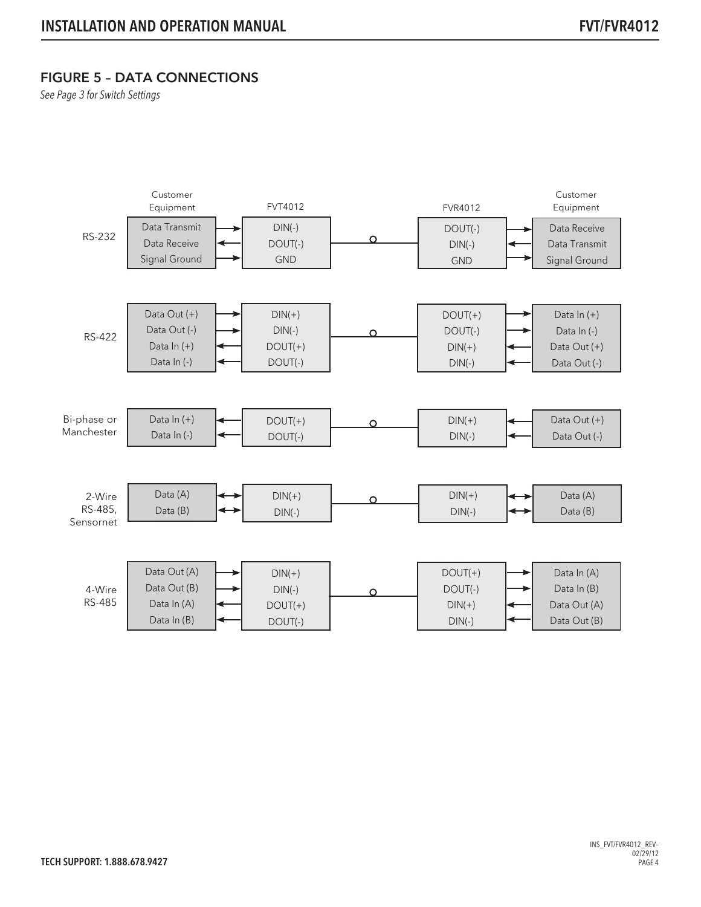## FIGURE 5 – DATA CONNECTIONS

*See Page 3 for Switch Settings*

| | Customer Equipment | | FVT4012 | | FVR4012 | | Customer Equipment |
|---|---|---|---|---|---|---|---|
| RS-232 | Data Transmit | → | DIN(-) | | DOUT(-) | → | Data Receive |
| | Data Receive | ← | DOUT(-) | | DIN(-) | ← | Data Transmit |
| | Signal Ground | → | GND | | GND | → | Signal Ground |
| RS-422 | Data Out (+) | → | DIN(+) | | DOUT(+) | → | Data In (+) |
| | Data Out (-) | → | DIN(-) | | DOUT(-) | → | Data In (-) |
| | Data In (+) | ← | DOUT(+) | | DIN(+) | ← | Data Out (+) |
| | Data In (-) | ← | DOUT(-) | | DIN(-) | ← | Data Out (-) |
| Bi-phase or Manchester | Data In (+) | ← | DOUT(+) | | DIN(+) | ← | Data Out (+) |
| | Data In (-) | ← | DOUT(-) | | DIN(-) | ← | Data Out (-) |
| 2-Wire RS-485, Sensornet | Data (A) | ↔ | DIN(+) | | DIN(+) | ↔ | Data (A) |
| | Data (B) | ↔ | DIN(-) | | DIN(-) | ↔ | Data (B) |
| 4-Wire RS-485 | Data Out (A) | → | DIN(+) | | DOUT(+) | → | Data In (A) |
| | Data Out (B) | → | DIN(-) | | DOUT(-) | → | Data In (B) |
| | Data In (A) | ← | DOUT(+) | | DIN(+) | ← | Data Out (A) |
| | Data In (B) | ← | DOUT(-) | | DIN(-) | ← | Data Out (B) |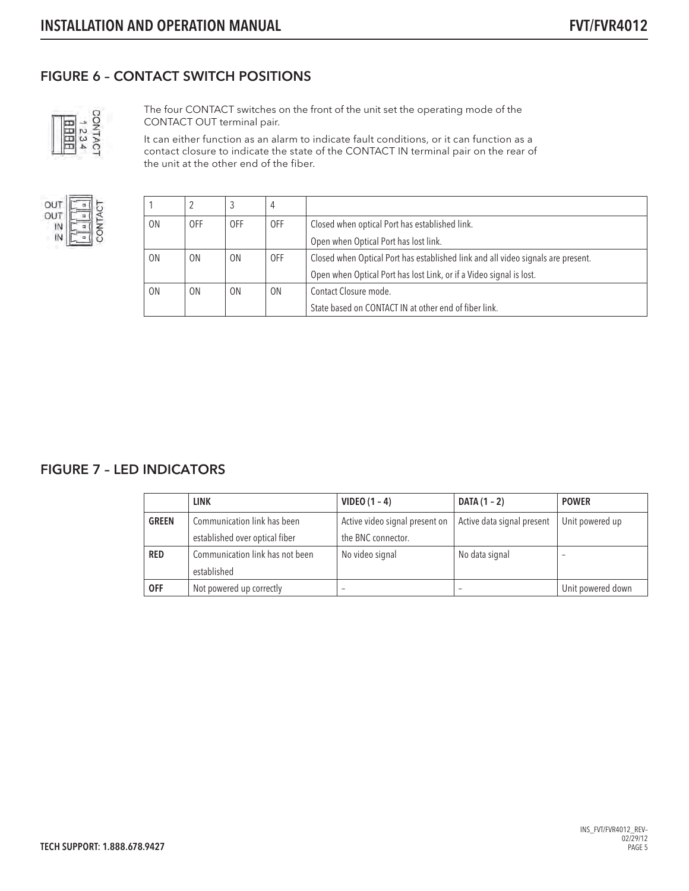## FIGURE 6 – CONTACT SWITCH POSITIONS

The four CONTACT switches on the front of the unit set the operating mode of the CONTACT OUT terminal pair.

It can either function as an alarm to indicate fault conditions, or it can function as a contact closure to indicate the state of the CONTACT IN terminal pair on the rear of the unit at the other end of the fiber.

| 1 | 2 | 3 | 4 | |
|---|---|---|---|---|
| ON | OFF | OFF | OFF | Closed when optical Port has established link.<br>Open when Optical Port has lost link. |
| ON | ON | ON | OFF | Closed when Optical Port has established link and all video signals are present.<br>Open when Optical Port has lost Link, or if a Video signal is lost. |
| ON | ON | ON | ON | Contact Closure mode.<br>State based on CONTACT IN at other end of fiber link. |

## FIGURE 7 – LED INDICATORS

| | LINK | VIDEO (1 – 4) | DATA (1 – 2) | POWER |
|---|---|---|---|---|
| **GREEN** | Communication link has been established over optical fiber | Active video signal present on the BNC connector. | Active data signal present | Unit powered up |
| **RED** | Communication link has not been established | No video signal | No data signal | – |
| **OFF** | Not powered up correctly | – | – | Unit powered down |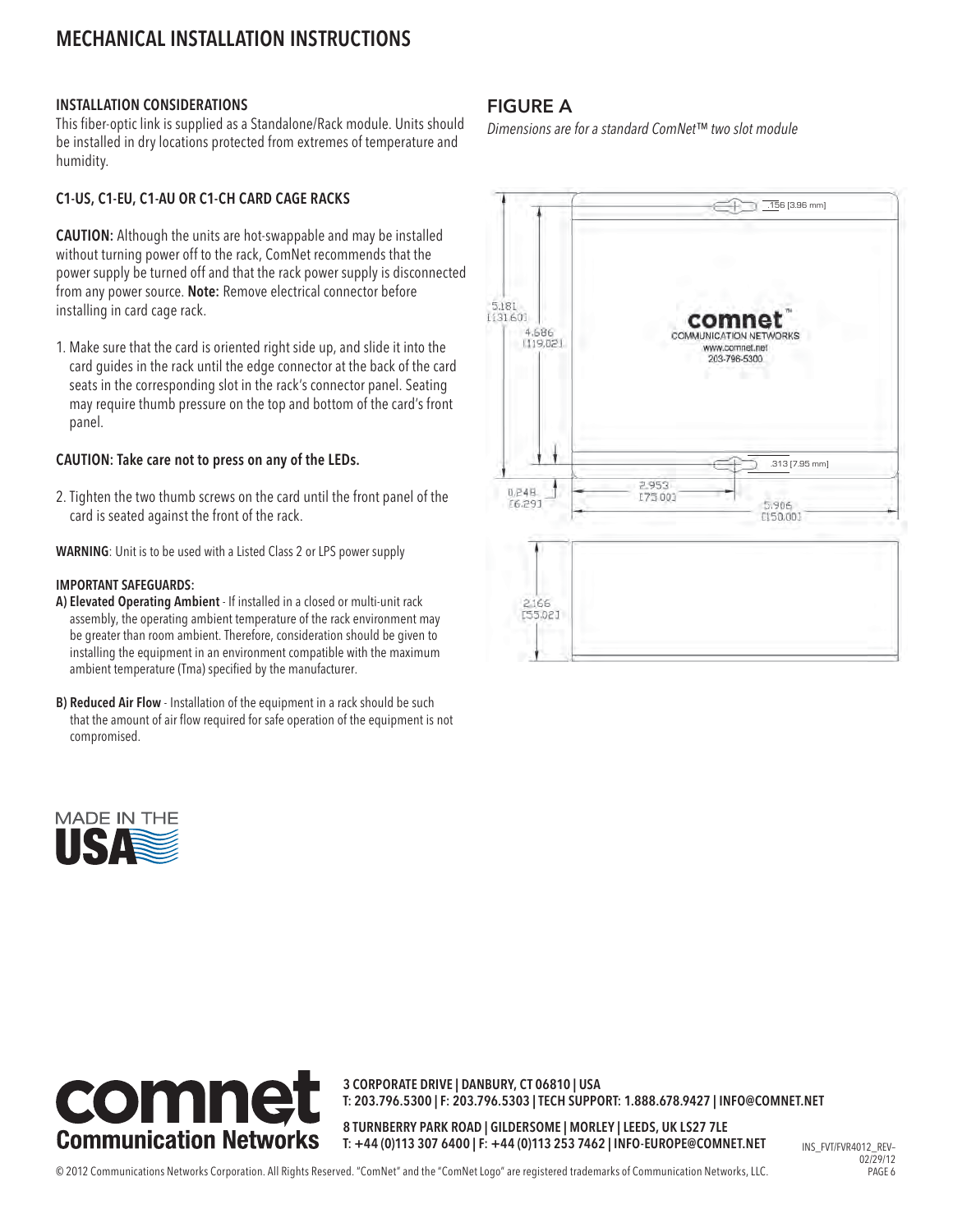# MECHANICAL INSTALLATION INSTRUCTIONS

### INSTALLATION CONSIDERATIONS

This fiber-optic link is supplied as a Standalone/Rack module. Units should be installed in dry locations protected from extremes of temperature and humidity.

### C1-US, C1-EU, C1-AU OR C1-CH CARD CAGE RACKS

**CAUTION:** Although the units are hot-swappable and may be installed without turning power off to the rack, ComNet recommends that the power supply be turned off and that the rack power supply is disconnected from any power source. **Note:** Remove electrical connector before installing in card cage rack.

1. Make sure that the card is oriented right side up, and slide it into the card guides in the rack until the edge connector at the back of the card seats in the corresponding slot in the rack's connector panel. Seating may require thumb pressure on the top and bottom of the card's front panel.

**CAUTION: Take care not to press on any of the LEDs.**

2. Tighten the two thumb screws on the card until the front panel of the card is seated against the front of the rack.

**WARNING**: Unit is to be used with a Listed Class 2 or LPS power supply

**IMPORTANT SAFEGUARDS:**

**A) Elevated Operating Ambient** - If installed in a closed or multi-unit rack assembly, the operating ambient temperature of the rack environment may be greater than room ambient. Therefore, consideration should be given to installing the equipment in an environment compatible with the maximum ambient temperature (Tma) specified by the manufacturer.

**B) Reduced Air Flow** - Installation of the equipment in a rack should be such that the amount of air flow required for safe operation of the equipment is not compromised.

## FIGURE A

*Dimensions are for a standard ComNet™ two slot module*

.156 [3.96 mm]
5.181 [131.60]
4.686 [119.02]
comnet™
COMMUNICATION NETWORKS
www.comnet.net
203-796-5300
.313 [7.95 mm]
0.248 [6.29]
2.953 [75.00]
5.906 [150.00]
2.166 [55.02]

MADE IN THE USA

**3 CORPORATE DRIVE | DANBURY, CT 06810 | USA**
**T: 203.796.5300 | F: 203.796.5303 | TECH SUPPORT: 1.888.678.9427 | INFO@COMNET.NET**

**8 TURNBERRY PARK ROAD | GILDERSOME | MORLEY | LEEDS, UK LS27 7LE**
**T: +44 (0)113 307 6400 | F: +44 (0)113 253 7462 | INFO-EUROPE@COMNET.NET**

INS_FVT/FVR4012_REV– 02/29/12

© 2012 Communications Networks Corporation. All Rights Reserved. "ComNet" and the "ComNet Logo" are registered trademarks of Communication Networks, LLC.